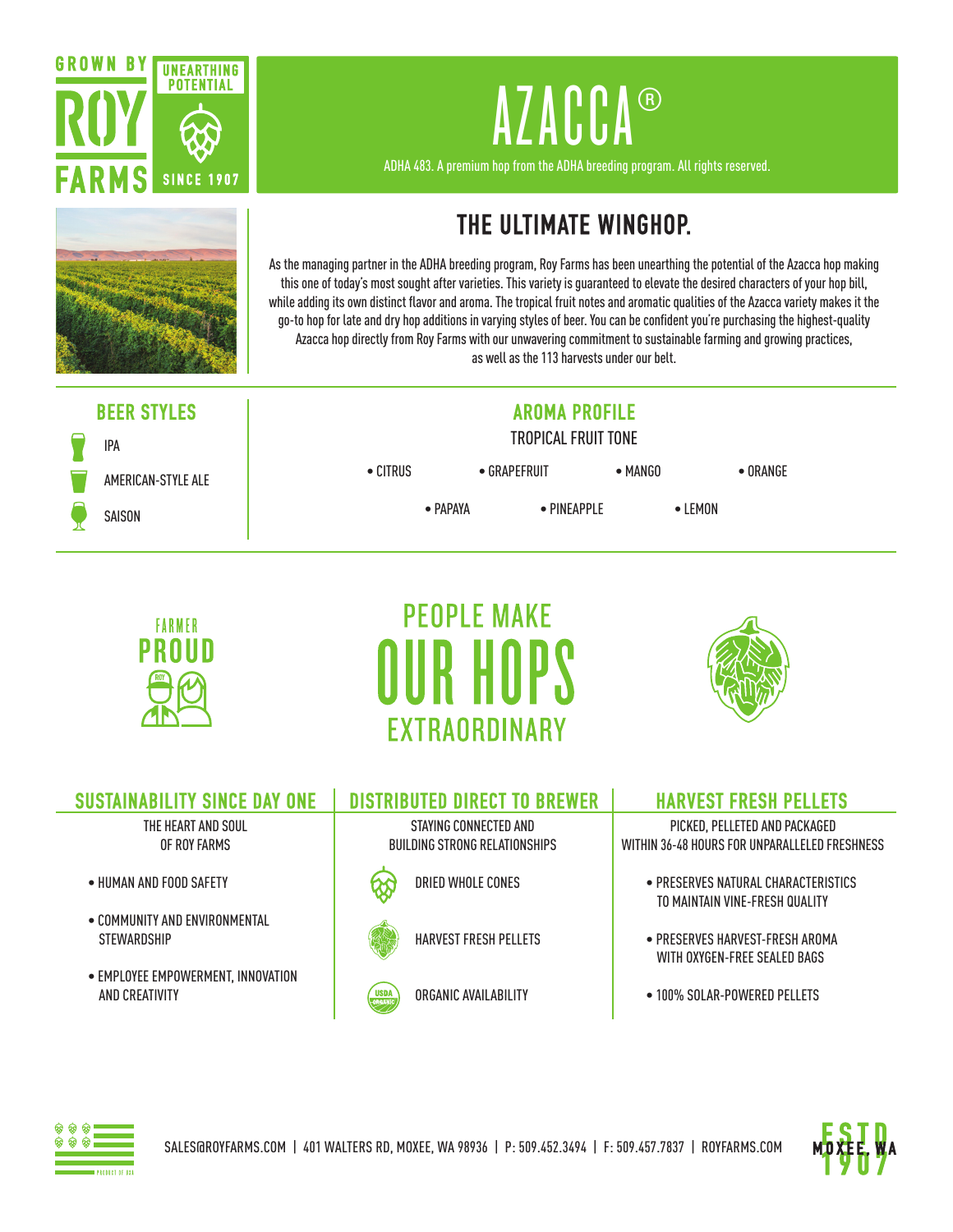GROWN BY ROY FARMS

UNEARTHING POTENTIAL SINCE 1907

# AZACCA®

ADHA 483. A premium hop from the ADHA breeding program. All rights reserved.

## THE ULTIMATE WINGHOP.

As the managing partner in the ADHA breeding program, Roy Farms has been unearthing the potential of the Azacca hop making this one of today's most sought after varieties. This variety is guaranteed to elevate the desired characters of your hop bill, while adding its own distinct flavor and aroma. The tropical fruit notes and aromatic qualities of the Azacca variety makes it the go-to hop for late and dry hop additions in varying styles of beer. You can be confident you're purchasing the highest-quality Azacca hop directly from Roy Farms with our unwavering commitment to sustainable farming and growing practices, as well as the 113 harvests under our belt.

### BEER STYLES

- IPA
- AMERICAN-STYLE ALE
- SAISON

### AROMA PROFILE

TROPICAL FRUIT TONE

- CITRUS
- GRAPEFRUIT
- MANGO
- ORANGE
- PAPAYA
- PINEAPPLE
- LEMON

FARMER PROUD

PEOPLE MAKE OUR HOPS EXTRAORDINARY

### SUSTAINABILITY SINCE DAY ONE

THE HEART AND SOUL OF ROY FARMS

- HUMAN AND FOOD SAFETY
- COMMUNITY AND ENVIRONMENTAL STEWARDSHIP
- EMPLOYEE EMPOWERMENT, INNOVATION AND CREATIVITY

### DISTRIBUTED DIRECT TO BREWER

STAYING CONNECTED AND BUILDING STRONG RELATIONSHIPS

- DRIED WHOLE CONES
- HARVEST FRESH PELLETS
- ORGANIC AVAILABILITY

### HARVEST FRESH PELLETS

PICKED, PELLETED AND PACKAGED WITHIN 36-48 HOURS FOR UNPARALLELED FRESHNESS

- PRESERVES NATURAL CHARACTERISTICS TO MAINTAIN VINE-FRESH QUALITY
- PRESERVES HARVEST-FRESH AROMA WITH OXYGEN-FREE SEALED BAGS
- 100% SOLAR-POWERED PELLETS

SALES@ROYFARMS.COM | 401 WALTERS RD, MOXEE, WA 98936 | P: 509.452.3494 | F: 509.457.7837 | ROYFARMS.COM

ESTD 1907 MOXEE, WA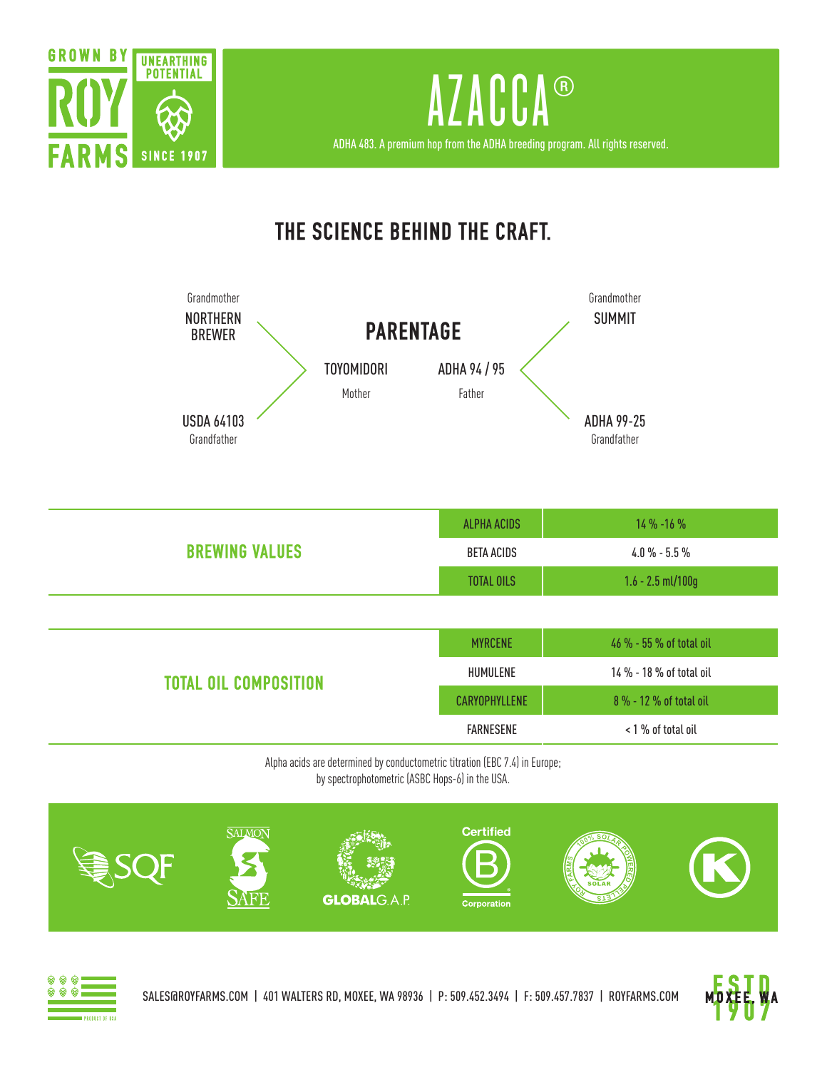GROWN BY ROY FARMS

UNEARTHING POTENTIAL

SINCE 1907

# AZACCA®

ADHA 483. A premium hop from the ADHA breeding program. All rights reserved.

## THE SCIENCE BEHIND THE CRAFT.

### PARENTAGE

Grandmother
NORTHERN BREWER

USDA 64103
Grandfather

TOYOMIDORI
Mother

ADHA 94 / 95
Father

Grandmother
SUMMIT

ADHA 99-25
Grandfather

### BREWING VALUES

| | |
|---|---|
| ALPHA ACIDS | 14 % -16 % |
| BETA ACIDS | 4.0 % - 5.5 % |
| TOTAL OILS | 1.6 - 2.5 ml/100g |

### TOTAL OIL COMPOSITION

| | |
|---|---|
| MYRCENE | 46 % - 55 % of total oil |
| HUMULENE | 14 % - 18 % of total oil |
| CARYOPHYLLENE | 8 % - 12 % of total oil |
| FARNESENE | < 1 % of total oil |

Alpha acids are determined by conductometric titration (EBC 7.4) in Europe;
by spectrophotometric (ASBC Hops-6) in the USA.

SQF | SALMON SAFE | GLOBALG.A.P. | Certified B Corporation | ROY FARMS 100% SOLAR POWERED PELLETS | K

SALES@ROYFARMS.COM | 401 WALTERS RD, MOXEE, WA 98936 | P: 509.452.3494 | F: 509.457.7837 | ROYFARMS.COM

ESTD 1907 MOXEE, WA